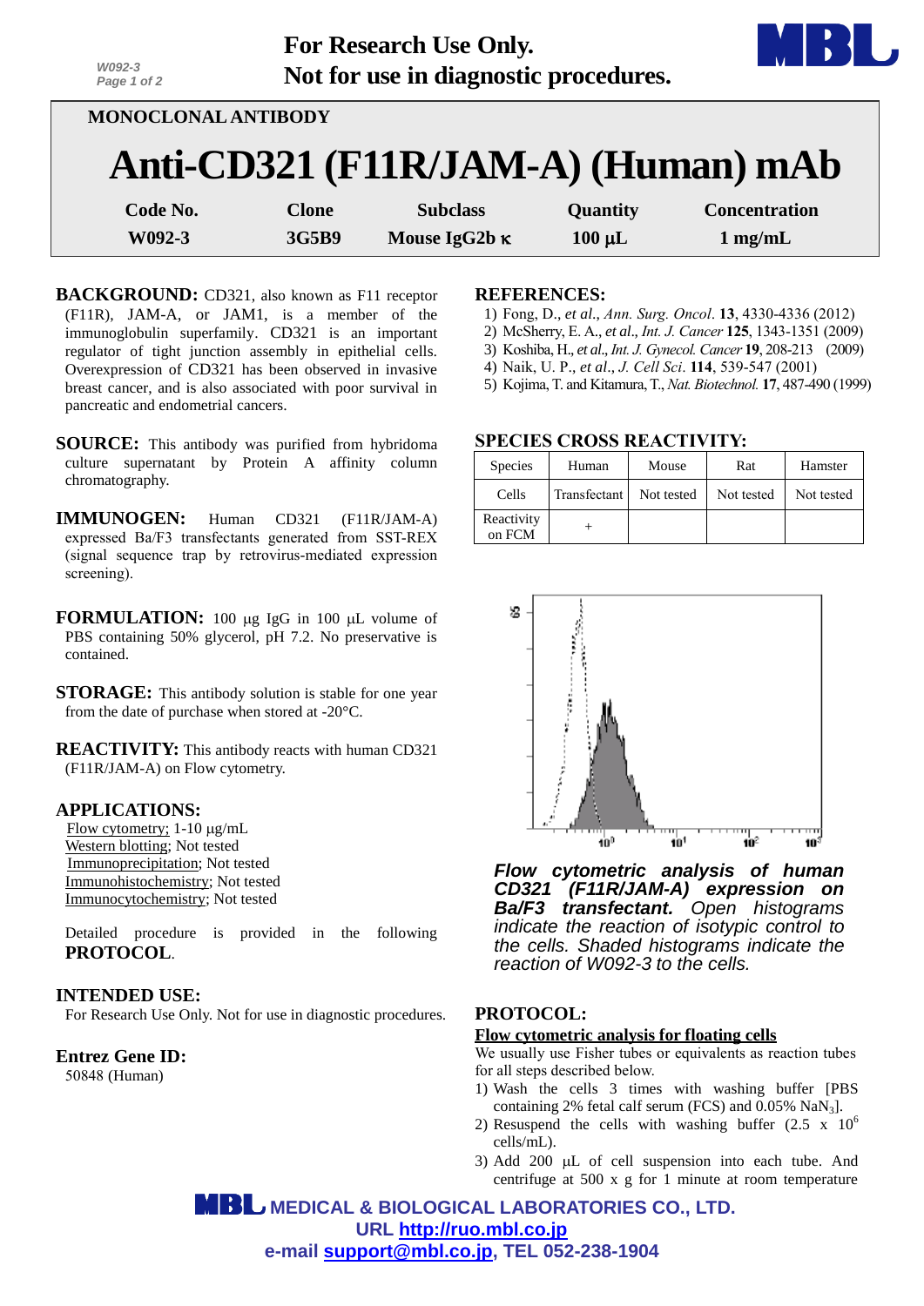For Research Use Only.
Not for use in diagnostic procedures.

W092-3

## MONOCLONAL ANTIBODY

# Anti-CD321 (F11R/JAM-A) (Human) mAb

| Code No. | Clone | Subclass | Quantity | Concentration |
|---|---|---|---|---|
| W092-3 | 3G5B9 | Mouse IgG2b κ | 100 μL | 1 mg/mL |

**BACKGROUND:** CD321, also known as F11 receptor (F11R), JAM-A, or JAM1, is a member of the immunoglobulin superfamily. CD321 is an important regulator of tight junction assembly in epithelial cells. Overexpression of CD321 has been observed in invasive breast cancer, and is also associated with poor survival in pancreatic and endometrial cancers.

**SOURCE:** This antibody was purified from hybridoma culture supernatant by Protein A affinity column chromatography.

**IMMUNOGEN:** Human CD321 (F11R/JAM-A) expressed Ba/F3 transfectants generated from SST-REX (signal sequence trap by retrovirus-mediated expression screening).

**FORMULATION:** 100 μg IgG in 100 μL volume of PBS containing 50% glycerol, pH 7.2. No preservative is contained.

**STORAGE:** This antibody solution is stable for one year from the date of purchase when stored at -20°C.

**REACTIVITY:** This antibody reacts with human CD321 (F11R/JAM-A) on Flow cytometry.

**APPLICATIONS:**
Flow cytometry; 1-10 μg/mL
Western blotting; Not tested
Immunoprecipitation; Not tested
Immunohistochemistry; Not tested
Immunocytochemistry; Not tested

Detailed procedure is provided in the following **PROTOCOL**.

**INTENDED USE:**
For Research Use Only. Not for use in diagnostic procedures.

**Entrez Gene ID:**
50848 (Human)

**REFERENCES:**
1) Fong, D., *et al*., *Ann. Surg. Oncol*. **13**, 4330-4336 (2012)
2) McSherry, E. A., *et al*., *Int. J. Cancer* **125**, 1343-1351 (2009)
3) Koshiba, H., *et al*., *Int. J. Gynecol. Cancer* **19**, 208-213 (2009)
4) Naik, U. P., *et al*., *J. Cell Sci*. **114**, 539-547 (2001)
5) Kojima, T. and Kitamura, T., *Nat. Biotechnol.* **17**, 487-490 (1999)

**SPECIES CROSS REACTIVITY:**

| Species | Human | Mouse | Rat | Hamster |
|---|---|---|---|---|
| Cells | Transfectant | Not tested | Not tested | Not tested |
| Reactivity on FCM | + | | | |

***Flow cytometric analysis of human CD321 (F11R/JAM-A) expression on Ba/F3 transfectant.*** *Open histograms indicate the reaction of isotypic control to the cells. Shaded histograms indicate the reaction of W092-3 to the cells.*

**PROTOCOL:**

**Flow cytometric analysis for floating cells**

We usually use Fisher tubes or equivalents as reaction tubes for all steps described below.

1) Wash the cells 3 times with washing buffer [PBS containing 2% fetal calf serum (FCS) and 0.05% $NaN_3$].
2) Resuspend the cells with washing buffer ($2.5 \times 10^6$ cells/mL).
3) Add 200 μL of cell suspension into each tube. And centrifuge at 500 x g for 1 minute at room temperature

MEDICAL & BIOLOGICAL LABORATORIES CO., LTD.
URL http://ruo.mbl.co.jp
e-mail support@mbl.co.jp, TEL 052-238-1904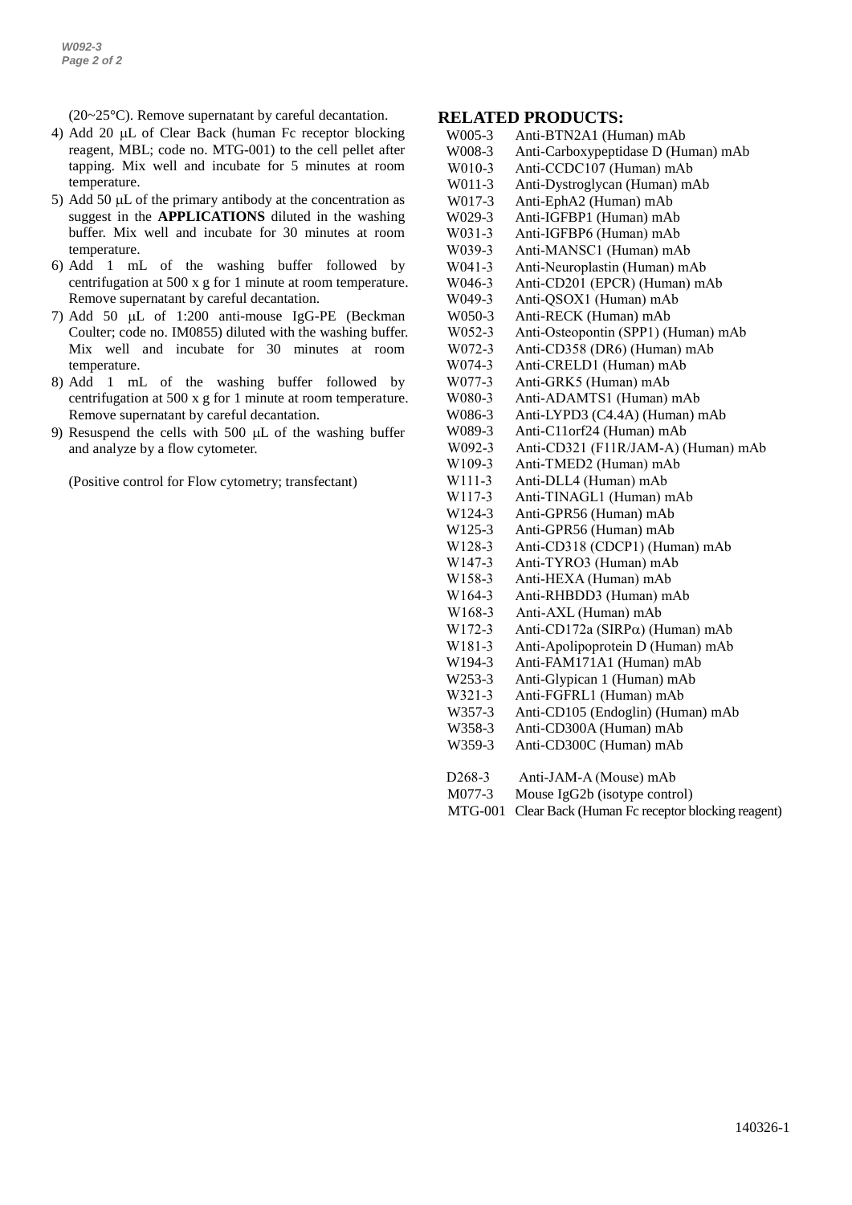(20~25°C). Remove supernatant by careful decantation.

4) Add 20 μL of Clear Back (human Fc receptor blocking reagent, MBL; code no. MTG-001) to the cell pellet after tapping. Mix well and incubate for 5 minutes at room temperature.
5) Add 50 μL of the primary antibody at the concentration as suggest in the **APPLICATIONS** diluted in the washing buffer. Mix well and incubate for 30 minutes at room temperature.
6) Add 1 mL of the washing buffer followed by centrifugation at 500 x g for 1 minute at room temperature. Remove supernatant by careful decantation.
7) Add 50 μL of 1:200 anti-mouse IgG-PE (Beckman Coulter; code no. IM0855) diluted with the washing buffer. Mix well and incubate for 30 minutes at room temperature.
8) Add 1 mL of the washing buffer followed by centrifugation at 500 x g for 1 minute at room temperature. Remove supernatant by careful decantation.
9) Resuspend the cells with 500 μL of the washing buffer and analyze by a flow cytometer.

(Positive control for Flow cytometry; transfectant)

## RELATED PRODUCTS:

| | |
|---|---|
| W005-3 | Anti-BTN2A1 (Human) mAb |
| W008-3 | Anti-Carboxypeptidase D (Human) mAb |
| W010-3 | Anti-CCDC107 (Human) mAb |
| W011-3 | Anti-Dystroglycan (Human) mAb |
| W017-3 | Anti-EphA2 (Human) mAb |
| W029-3 | Anti-IGFBP1 (Human) mAb |
| W031-3 | Anti-IGFBP6 (Human) mAb |
| W039-3 | Anti-MANSC1 (Human) mAb |
| W041-3 | Anti-Neuroplastin (Human) mAb |
| W046-3 | Anti-CD201 (EPCR) (Human) mAb |
| W049-3 | Anti-QSOX1 (Human) mAb |
| W050-3 | Anti-RECK (Human) mAb |
| W052-3 | Anti-Osteopontin (SPP1) (Human) mAb |
| W072-3 | Anti-CD358 (DR6) (Human) mAb |
| W074-3 | Anti-CRELD1 (Human) mAb |
| W077-3 | Anti-GRK5 (Human) mAb |
| W080-3 | Anti-ADAMTS1 (Human) mAb |
| W086-3 | Anti-LYPD3 (C4.4A) (Human) mAb |
| W089-3 | Anti-C11orf24 (Human) mAb |
| W092-3 | Anti-CD321 (F11R/JAM-A) (Human) mAb |
| W109-3 | Anti-TMED2 (Human) mAb |
| W111-3 | Anti-DLL4 (Human) mAb |
| W117-3 | Anti-TINAGL1 (Human) mAb |
| W124-3 | Anti-GPR56 (Human) mAb |
| W125-3 | Anti-GPR56 (Human) mAb |
| W128-3 | Anti-CD318 (CDCP1) (Human) mAb |
| W147-3 | Anti-TYRO3 (Human) mAb |
| W158-3 | Anti-HEXA (Human) mAb |
| W164-3 | Anti-RHBDD3 (Human) mAb |
| W168-3 | Anti-AXL (Human) mAb |
| W172-3 | Anti-CD172a (SIRPα) (Human) mAb |
| W181-3 | Anti-Apolipoprotein D (Human) mAb |
| W194-3 | Anti-FAM171A1 (Human) mAb |
| W253-3 | Anti-Glypican 1 (Human) mAb |
| W321-3 | Anti-FGFRL1 (Human) mAb |
| W357-3 | Anti-CD105 (Endoglin) (Human) mAb |
| W358-3 | Anti-CD300A (Human) mAb |
| W359-3 | Anti-CD300C (Human) mAb |
| D268-3 | Anti-JAM-A (Mouse) mAb |
| M077-3 | Mouse IgG2b (isotype control) |
| MTG-001 | Clear Back (Human Fc receptor blocking reagent) |

140326-1